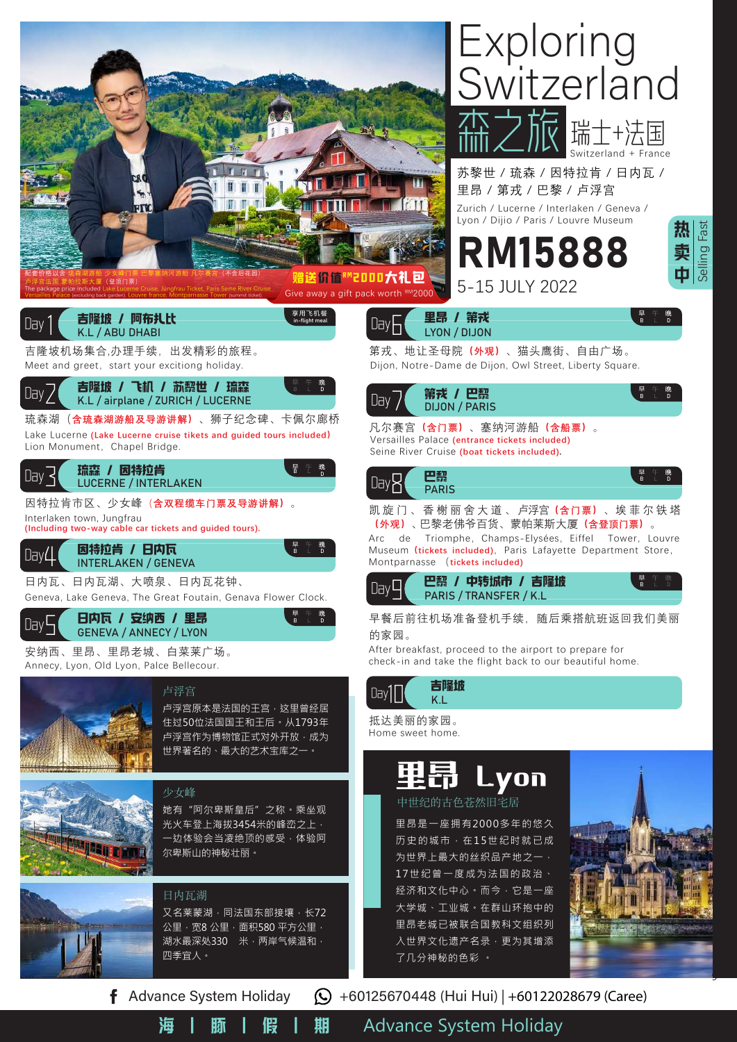# Exploring Switzerland

## 森之旅 瑞士+法国

Switzerland + France

苏黎世 / 琉森 / 因特拉肯 / 日内瓦 / 里昂 / 第戎 / 巴黎 / 卢浮宫

Zurich / Lucerne / Interlaken / Geneva / Lyon / Dijio / Paris / Louvre Museum

**RM15888**

5-15 JULY 2022

热卖中 Selling Fast

配套价格以含 琉森湖游船 少女峰门票 巴黎塞纳河游船 凡尔赛宫（不含后花园）卢浮宫法国 蒙帕拉斯大厦（登顶门票）

The package price included Lake Lucerne Cruise, Jungfrau Ticket, Paris Seine River Cruise, Versailles Palace (excluding back garden), Louvre france, Montparnasse Tower (summit ticket)

**赠送价值RM2000大礼包**

Give away a gift pack worth RM2000

### Day 1 吉隆坡 / 阿布扎比 K.L / ABU DHABI
享用飞机餐 in-flight meal

吉隆坡机场集合,办理手续，出发精彩的旅程。

Meet and greet，start your excitiong holiday.

### Day 2 吉隆坡 / 飞机 / 苏黎世 / 琉森 K.L / airplane / ZURICH / LUCERNE
早 B 午 L 晚 D

琉森湖（**含琉森湖游船及导游讲解**）、狮子纪念碑、卡佩尔廊桥

Lake Lucerne (**Lake Lucerne cruise tikets and guided tours included**) Lion Monument，Chapel Bridge.

### Day 3 琉森 / 因特拉肯 LUCERNE / INTERLAKEN
早 B 午 L 晚 D

因特拉肯市区、少女峰（**含双程缆车门票及导游讲解**）。

Interlaken town, Jungfrau (**Including two-way cable car tickets and guided tours**).

### Day 4 因特拉肯 / 日内瓦 INTERLAKEN / GENEVA
早 B 午 L 晚 D

日内瓦、日内瓦湖、大喷泉、日内瓦花钟、

Geneva, Lake Geneva, The Great Foutain, Genava Flower Clock.

### Day 5 日内瓦 / 安纳西 / 里昂 GENEVA / ANNECY / LYON
早 B 午 L 晚 D

安纳西、里昂、里昂老城、白莱莱广场。

Annecy, Lyon, Old Lyon, Palce Bellecour.

### Day 6 里昂 / 第戎 LYON / DIJON
早 B 午 L 晚 D

第戎、地让圣母院（**外观**）、猫头鹰街、自由广场。

Dijon, Notre-Dame de Dijon, Owl Street, Liberty Square.

### Day 7 第戎 / 巴黎 DIJON / PARIS
早 B 午 L 晚 D

凡尔赛宫（**含门票**）、塞纳河游船（**含船票**）。

Versailles Palace (**entrance tickets included**)

Seine River Cruise (**boat tickets included**).

### Day 8 巴黎 PARIS
早 B 午 L 晚 D

凯旋门、香榭丽舍大道、卢浮宫（**含门票**）、埃菲尔铁塔（**外观**）、巴黎老佛爷百货、蒙帕莱斯大厦（**含登顶门票**）。

Arc de Triomphe, Champs-Elysées, Eiffel Tower, Louvre Museum (**tickets included**), Paris Lafayette Department Store, Montparnasse (**tickets included**)

### Day 9 巴黎 / 中转城市 / 吉隆坡 PARIS / TRANSFER / K.L
早 B 午 L 晚 D

早餐后前往机场准备登机手续，随后乘搭航班返回我们美丽的家园。

After breakfast, proceed to the airport to prepare for check-in and take the flight back to our beautiful home.

### Day 10 吉隆坡 K.L

抵达美丽的家园。

Home sweet home.

### 卢浮宫

卢浮宫原本是法国的王宫，这里曾经居住过50位法国国王和王后。从1793年卢浮宫作为博物馆正式对外开放，成为世界著名的、最大的艺术宝库之一。

### 少女峰

她有"阿尔卑斯皇后"之称。乘坐观光火车登上海拔3454米的峰峦之上，一边体验会当凌绝顶的感受，体验阿尔卑斯山的神秘壮丽。

### 日内瓦湖

又名莱蒙湖，同法国东部接壤，长72公里，宽8 公里，面积580 平方公里，湖水最深处330 米，两岸气候温和，四季宜人。

## 里昂 Lyon

中世纪的古色苍然旧宅居

里昂是一座拥有2000多年的悠久历史的城市，在15世纪时就已成为世界上最大的丝织品产地之一，17世纪曾一度成为法国的政治、经济和文化中心。而今，它是一座大学城、工业城。在群山环抱中的里昂老城已被联合国教科文组织列入世界文化遗产名录，更为其增添了几分神秘的色彩 。

Advance System Holiday　+60125670448 (Hui Hui) | +60122028679 (Caree)

海 | 豚 | 假 | 期　Advance System Holiday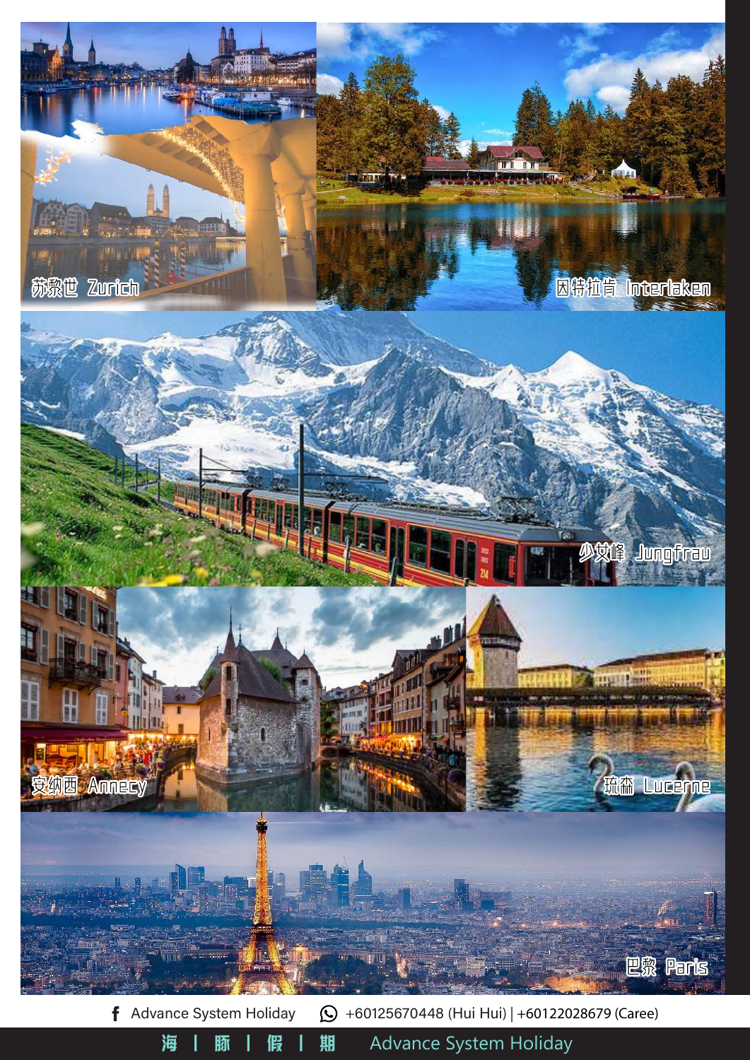苏黎世 Zurich

因特拉肯 Interlaken

少女峰 Jungfrau

安纳西 Annecy

琉森 Lucerne

巴黎 Paris

Advance System Holiday   +60125670448 (Hui Hui) | +60122028679 (Caree)

海 | 豚 | 假 | 期   Advance System Holiday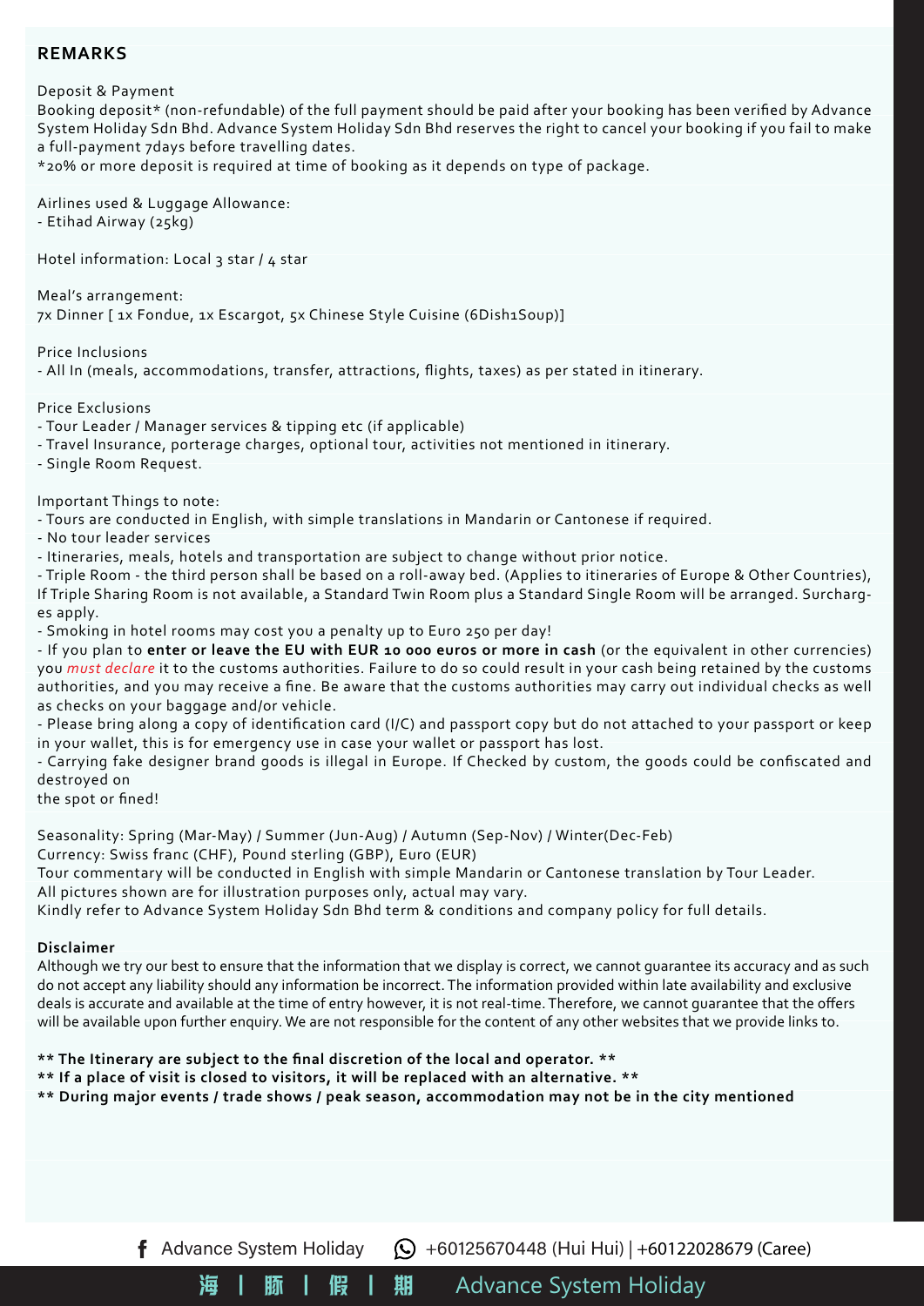## REMARKS

Deposit & Payment
Booking deposit* (non-refundable) of the full payment should be paid after your booking has been verified by Advance System Holiday Sdn Bhd. Advance System Holiday Sdn Bhd reserves the right to cancel your booking if you fail to make a full-payment 7days before travelling dates.
*20% or more deposit is required at time of booking as it depends on type of package.

Airlines used & Luggage Allowance:
- Etihad Airway (25kg)

Hotel information: Local 3 star / 4 star

Meal's arrangement:
7x Dinner [ 1x Fondue, 1x Escargot, 5x Chinese Style Cuisine (6Dish1Soup)]

Price Inclusions
- All In (meals, accommodations, transfer, attractions, flights, taxes) as per stated in itinerary.

Price Exclusions
- Tour Leader / Manager services & tipping etc (if applicable)
- Travel Insurance, porterage charges, optional tour, activities not mentioned in itinerary.
- Single Room Request.

Important Things to note:
- Tours are conducted in English, with simple translations in Mandarin or Cantonese if required.
- No tour leader services
- Itineraries, meals, hotels and transportation are subject to change without prior notice.
- Triple Room - the third person shall be based on a roll-away bed. (Applies to itineraries of Europe & Other Countries), If Triple Sharing Room is not available, a Standard Twin Room plus a Standard Single Room will be arranged. Surcharges apply.
- Smoking in hotel rooms may cost you a penalty up to Euro 250 per day!
- If you plan to **enter or leave the EU with EUR 10 000 euros or more in cash** (or the equivalent in other currencies) you *must declare* it to the customs authorities. Failure to do so could result in your cash being retained by the customs authorities, and you may receive a fine. Be aware that the customs authorities may carry out individual checks as well as checks on your baggage and/or vehicle.
- Please bring along a copy of identification card (I/C) and passport copy but do not attached to your passport or keep in your wallet, this is for emergency use in case your wallet or passport has lost.
- Carrying fake designer brand goods is illegal in Europe. If Checked by custom, the goods could be confiscated and destroyed on the spot or fined!

Seasonality: Spring (Mar-May) / Summer (Jun-Aug) / Autumn (Sep-Nov) / Winter(Dec-Feb)
Currency: Swiss franc (CHF), Pound sterling (GBP), Euro (EUR)
Tour commentary will be conducted in English with simple Mandarin or Cantonese translation by Tour Leader.
All pictures shown are for illustration purposes only, actual may vary.
Kindly refer to Advance System Holiday Sdn Bhd term & conditions and company policy for full details.

**Disclaimer**
Although we try our best to ensure that the information that we display is correct, we cannot guarantee its accuracy and as such do not accept any liability should any information be incorrect. The information provided within late availability and exclusive deals is accurate and available at the time of entry however, it is not real-time. Therefore, we cannot guarantee that the offers will be available upon further enquiry. We are not responsible for the content of any other websites that we provide links to.

**\*\* The Itinerary are subject to the final discretion of the local and operator. \*\***
**\*\* If a place of visit is closed to visitors, it will be replaced with an alternative. \*\***
**\*\* During major events / trade shows / peak season, accommodation may not be in the city mentioned**

Advance System Holiday | +60125670448 (Hui Hui) | +60122028679 (Caree)

海 | 豚 | 假 | 期 Advance System Holiday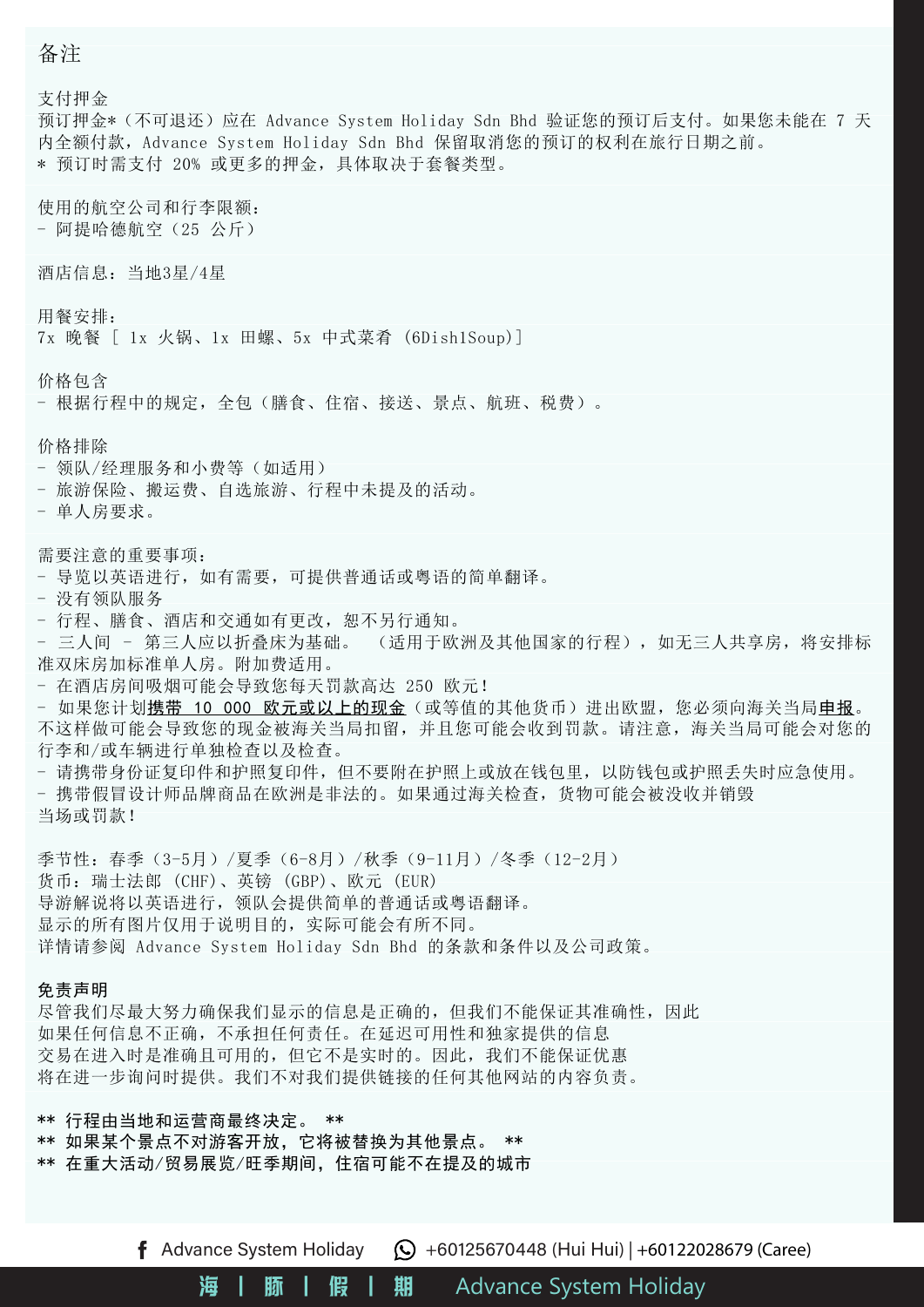## 备注

支付押金
预订押金*（不可退还）应在 Advance System Holiday Sdn Bhd 验证您的预订后支付。如果您未能在 7 天内全额付款，Advance System Holiday Sdn Bhd 保留取消您的预订的权利在旅行日期之前。
* 预订时需支付 20% 或更多的押金，具体取决于套餐类型。

使用的航空公司和行李限额：
- 阿提哈德航空（25 公斤）

酒店信息：当地3星/4星

用餐安排：
7x 晚餐 [ 1x 火锅、1x 田螺、5x 中式菜肴 (6Dish1Soup)]

价格包含
- 根据行程中的规定，全包（膳食、住宿、接送、景点、航班、税费）。

价格排除
- 领队/经理服务和小费等（如适用）
- 旅游保险、搬运费、自选旅游、行程中未提及的活动。
- 单人房要求。

需要注意的重要事项：
- 导览以英语进行，如有需要，可提供普通话或粤语的简单翻译。
- 没有领队服务
- 行程、膳食、酒店和交通如有更改，恕不另行通知。
- 三人间 – 第三人应以折叠床为基础。（适用于欧洲及其他国家的行程），如无三人共享房，将安排标准双床房加标准单人房。附加费适用。
- 在酒店房间吸烟可能会导致您每天罚款高达 250 欧元！
- 如果您计划<u>携带 10 000 欧元或以上的现金</u>（或等值的其他货币）进出欧盟，您必须向海关当局<u>申报</u>。不这样做可能会导致您的现金被海关当局扣留，并且您可能会收到罚款。请注意，海关当局可能会对您的行李和/或车辆进行单独检查以及检查。
- 请携带身份证复印件和护照复印件，但不要附在护照上或放在钱包里，以防钱包或护照丢失时应急使用。
- 携带假冒设计师品牌商品在欧洲是非法的。如果通过海关检查，货物可能会被没收并销毁
当场或罚款！

季节性：春季（3-5月）/夏季（6-8月）/秋季（9-11月）/冬季（12-2月）
货币：瑞士法郎 (CHF)、英镑 (GBP)、欧元 (EUR)
导游解说将以英语进行，领队会提供简单的普通话或粤语翻译。
显示的所有图片仅用于说明目的，实际可能会有所不同。
详情请参阅 Advance System Holiday Sdn Bhd 的条款和条件以及公司政策。

**免责声明**
尽管我们尽最大努力确保我们显示的信息是正确的，但我们不能保证其准确性，因此
如果任何信息不正确，不承担任何责任。在延迟可用性和独家提供的信息
交易在进入时是准确且可用的，但它不是实时的。因此，我们不能保证优惠
将在进一步询问时提供。我们不对我们提供链接的任何其他网站的内容负责。

**\*\* 行程由当地和运营商最终决定。 \*\***
**\*\* 如果某个景点不对游客开放，它将被替换为其他景点。 \*\***
**\*\* 在重大活动/贸易展览/旺季期间，住宿可能不在提及的城市**

Advance System Holiday　+60125670448 (Hui Hui) | +60122028679 (Caree)

海 | 豚 | 假 | 期　Advance System Holiday